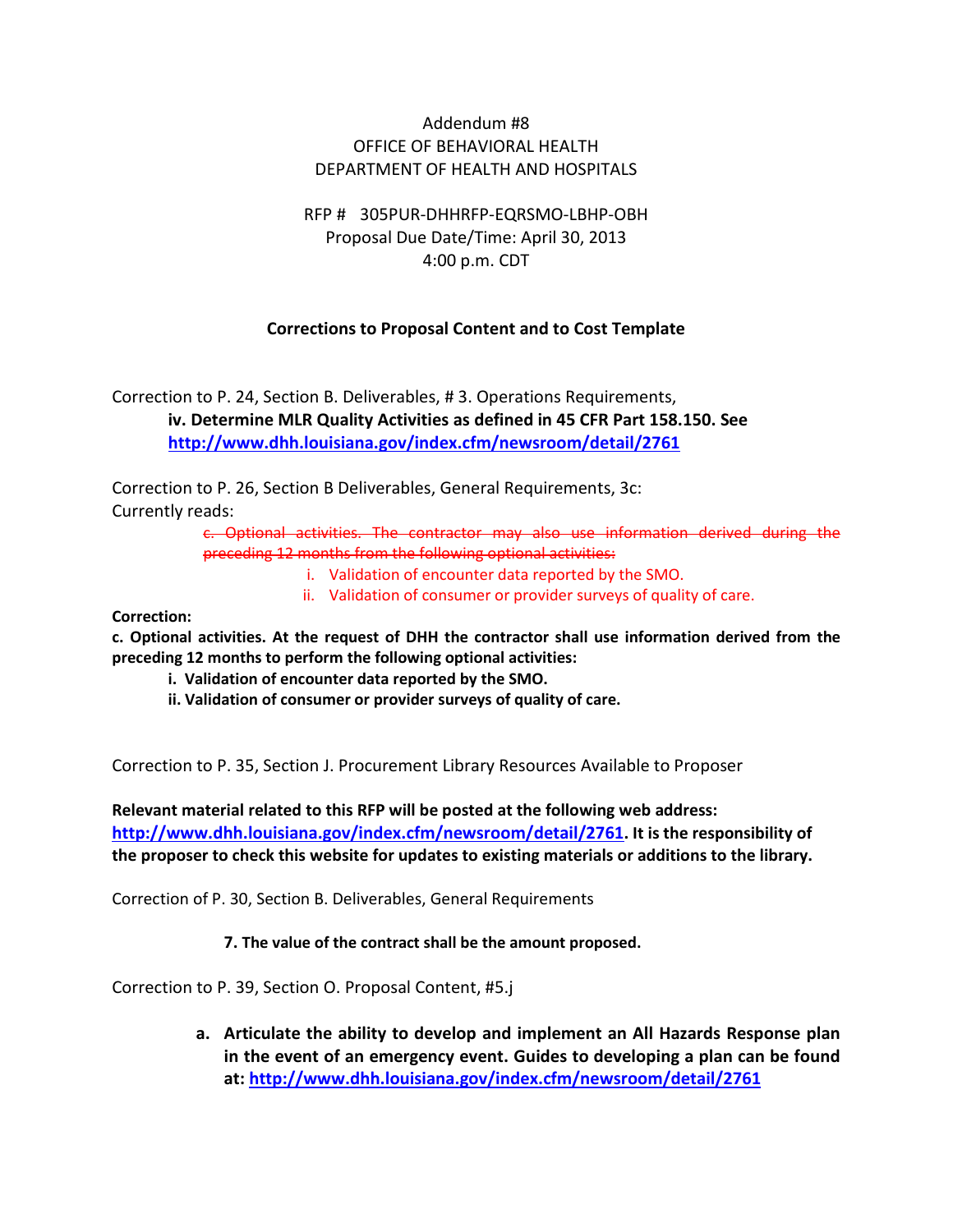Addendum #8
OFFICE OF BEHAVIORAL HEALTH
DEPARTMENT OF HEALTH AND HOSPITALS

RFP # 305PUR-DHHRFP-EQRSMO-LBHP-OBH
Proposal Due Date/Time: April 30, 2013
4:00 p.m. CDT

**Corrections to Proposal Content and to Cost Template**

Correction to P. 24, Section B. Deliverables, # 3. Operations Requirements,

> **iv. Determine MLR Quality Activities as defined in 45 CFR Part 158.150. See http://www.dhh.louisiana.gov/index.cfm/newsroom/detail/2761**

Correction to P. 26, Section B Deliverables, General Requirements, 3c:
Currently reads:

> ~~c. Optional activities. The contractor may also use information derived during the preceding 12 months from the following optional activities:~~
>
> i. Validation of encounter data reported by the SMO.
>
> ii. Validation of consumer or provider surveys of quality of care.

**Correction:**

**c. Optional activities. At the request of DHH the contractor shall use information derived from the preceding 12 months to perform the following optional activities:**

> **i. Validation of encounter data reported by the SMO.**
>
> **ii. Validation of consumer or provider surveys of quality of care.**

Correction to P. 35, Section J. Procurement Library Resources Available to Proposer

**Relevant material related to this RFP will be posted at the following web address: http://www.dhh.louisiana.gov/index.cfm/newsroom/detail/2761. It is the responsibility of the proposer to check this website for updates to existing materials or additions to the library.**

Correction of P. 30, Section B. Deliverables, General Requirements

> **7. The value of the contract shall be the amount proposed.**

Correction to P. 39, Section O. Proposal Content, #5.j

> **a. Articulate the ability to develop and implement an All Hazards Response plan in the event of an emergency event. Guides to developing a plan can be found at: http://www.dhh.louisiana.gov/index.cfm/newsroom/detail/2761**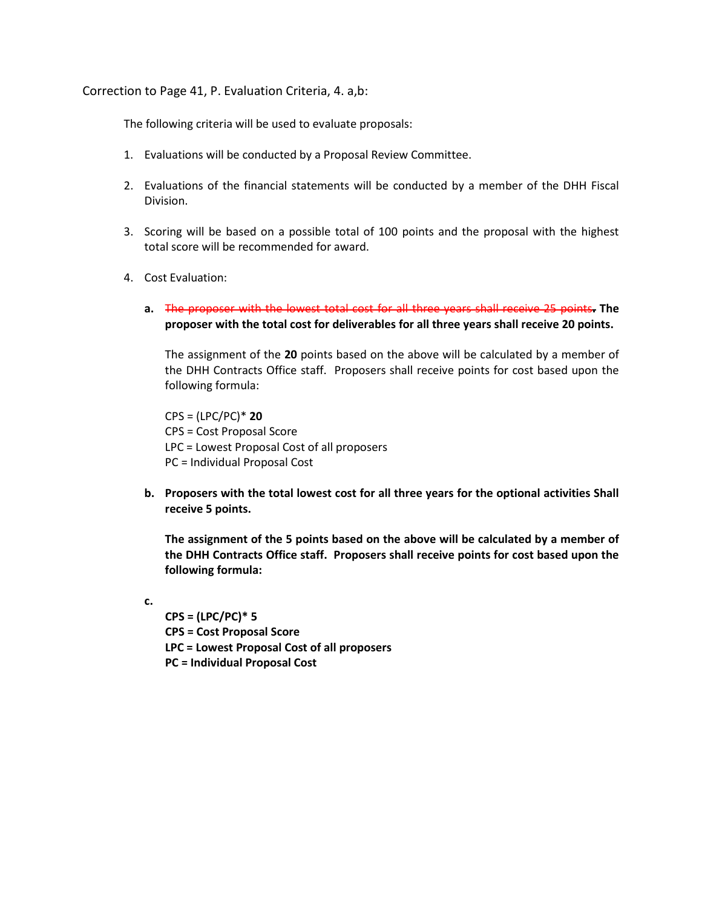Correction to Page 41, P. Evaluation Criteria, 4. a,b:

The following criteria will be used to evaluate proposals:

1. Evaluations will be conducted by a Proposal Review Committee.

2. Evaluations of the financial statements will be conducted by a member of the DHH Fiscal Division.

3. Scoring will be based on a possible total of 100 points and the proposal with the highest total score will be recommended for award.

4. Cost Evaluation:

   **a.** ~~The proposer with the lowest total cost for all three years shall receive 25 points~~**.** **The proposer with the total cost for deliverables for all three years shall receive 20 points.**

   The assignment of the **20** points based on the above will be calculated by a member of the DHH Contracts Office staff. Proposers shall receive points for cost based upon the following formula:

   CPS = (LPC/PC)* **20**
   CPS = Cost Proposal Score
   LPC = Lowest Proposal Cost of all proposers
   PC = Individual Proposal Cost

   **b.** **Proposers with the total lowest cost for all three years for the optional activities Shall receive 5 points.**

   **The assignment of the 5 points based on the above will be calculated by a member of the DHH Contracts Office staff. Proposers shall receive points for cost based upon the following formula:**

   **c.**

   **CPS = (LPC/PC)* 5**
   **CPS = Cost Proposal Score**
   **LPC = Lowest Proposal Cost of all proposers**
   **PC = Individual Proposal Cost**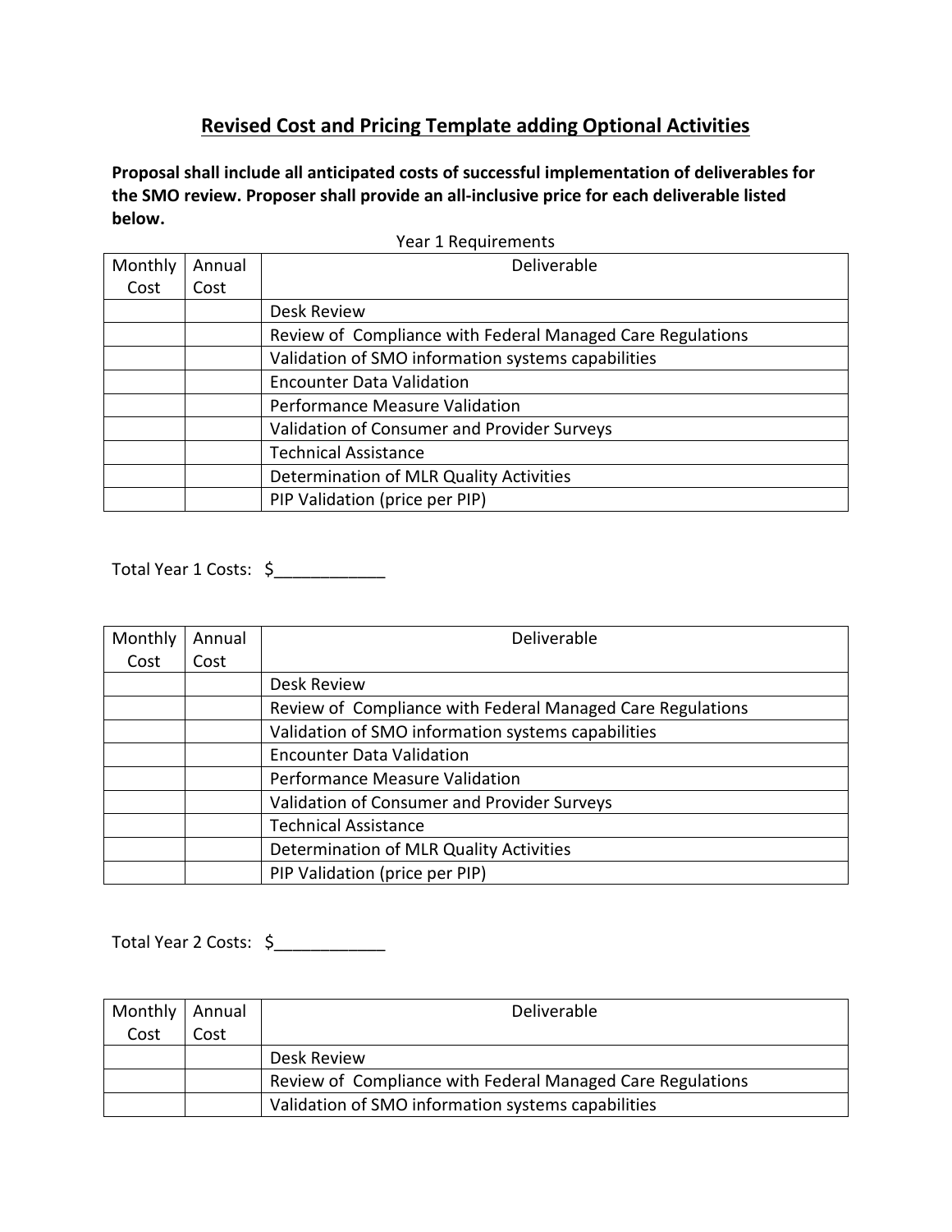## Revised Cost and Pricing Template adding Optional Activities

**Proposal shall include all anticipated costs of successful implementation of deliverables for the SMO review. Proposer shall provide an all-inclusive price for each deliverable listed below.**

Year 1 Requirements

| Monthly Cost | Annual Cost | Deliverable |
|---|---|---|
| | | Desk Review |
| | | Review of Compliance with Federal Managed Care Regulations |
| | | Validation of SMO information systems capabilities |
| | | Encounter Data Validation |
| | | Performance Measure Validation |
| | | Validation of Consumer and Provider Surveys |
| | | Technical Assistance |
| | | Determination of MLR Quality Activities |
| | | PIP Validation (price per PIP) |

Total Year 1 Costs: $____________

| Monthly Cost | Annual Cost | Deliverable |
|---|---|---|
| | | Desk Review |
| | | Review of Compliance with Federal Managed Care Regulations |
| | | Validation of SMO information systems capabilities |
| | | Encounter Data Validation |
| | | Performance Measure Validation |
| | | Validation of Consumer and Provider Surveys |
| | | Technical Assistance |
| | | Determination of MLR Quality Activities |
| | | PIP Validation (price per PIP) |

Total Year 2 Costs: $____________

| Monthly Cost | Annual Cost | Deliverable |
|---|---|---|
| | | Desk Review |
| | | Review of Compliance with Federal Managed Care Regulations |
| | | Validation of SMO information systems capabilities |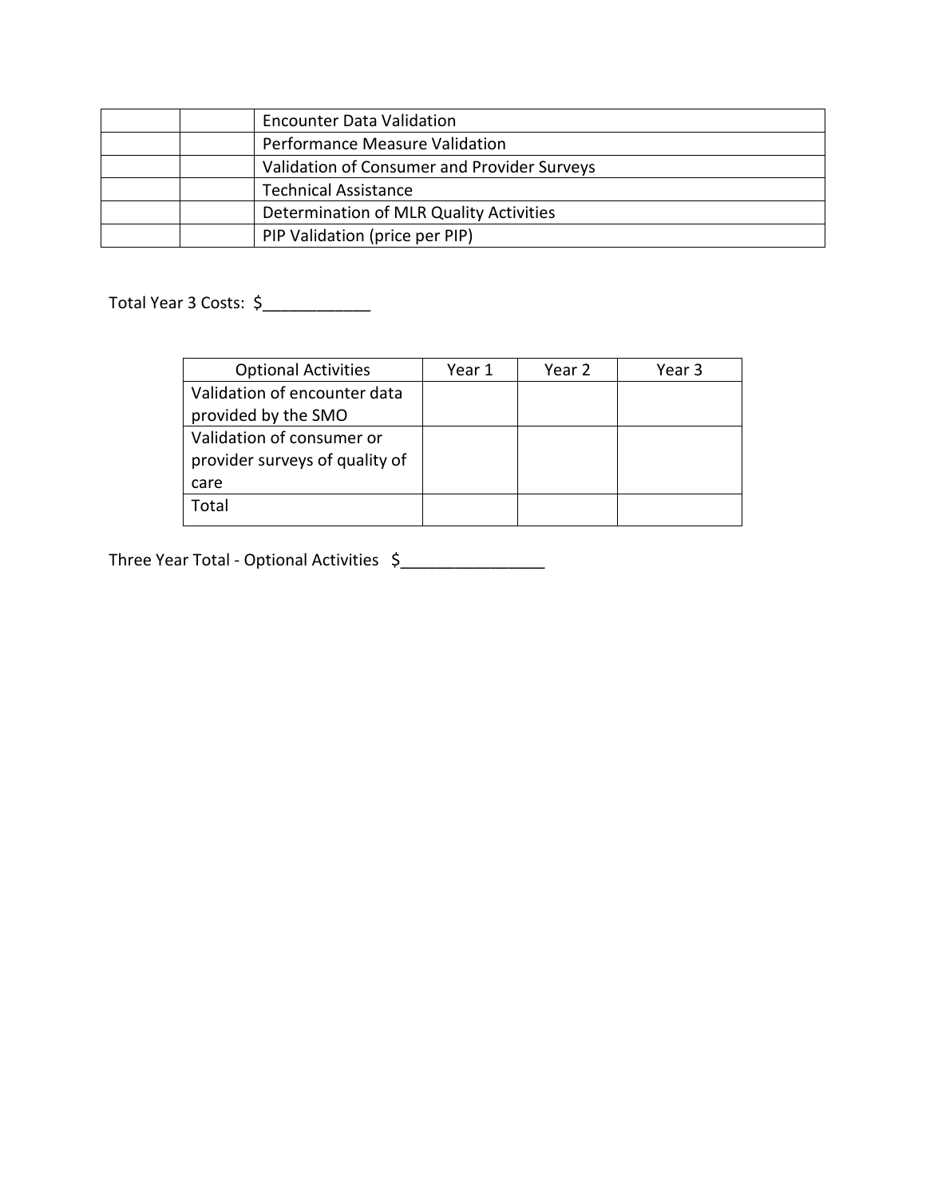| | | |
|---|---|---|
| | | Encounter Data Validation |
| | | Performance Measure Validation |
| | | Validation of Consumer and Provider Surveys |
| | | Technical Assistance |
| | | Determination of MLR Quality Activities |
| | | PIP Validation (price per PIP) |

Total Year 3 Costs: $____________

| Optional Activities | Year 1 | Year 2 | Year 3 |
|---|---|---|---|
| Validation of encounter data provided by the SMO | | | |
| Validation of consumer or provider surveys of quality of care | | | |
| Total | | | |

Three Year Total - Optional Activities $________________